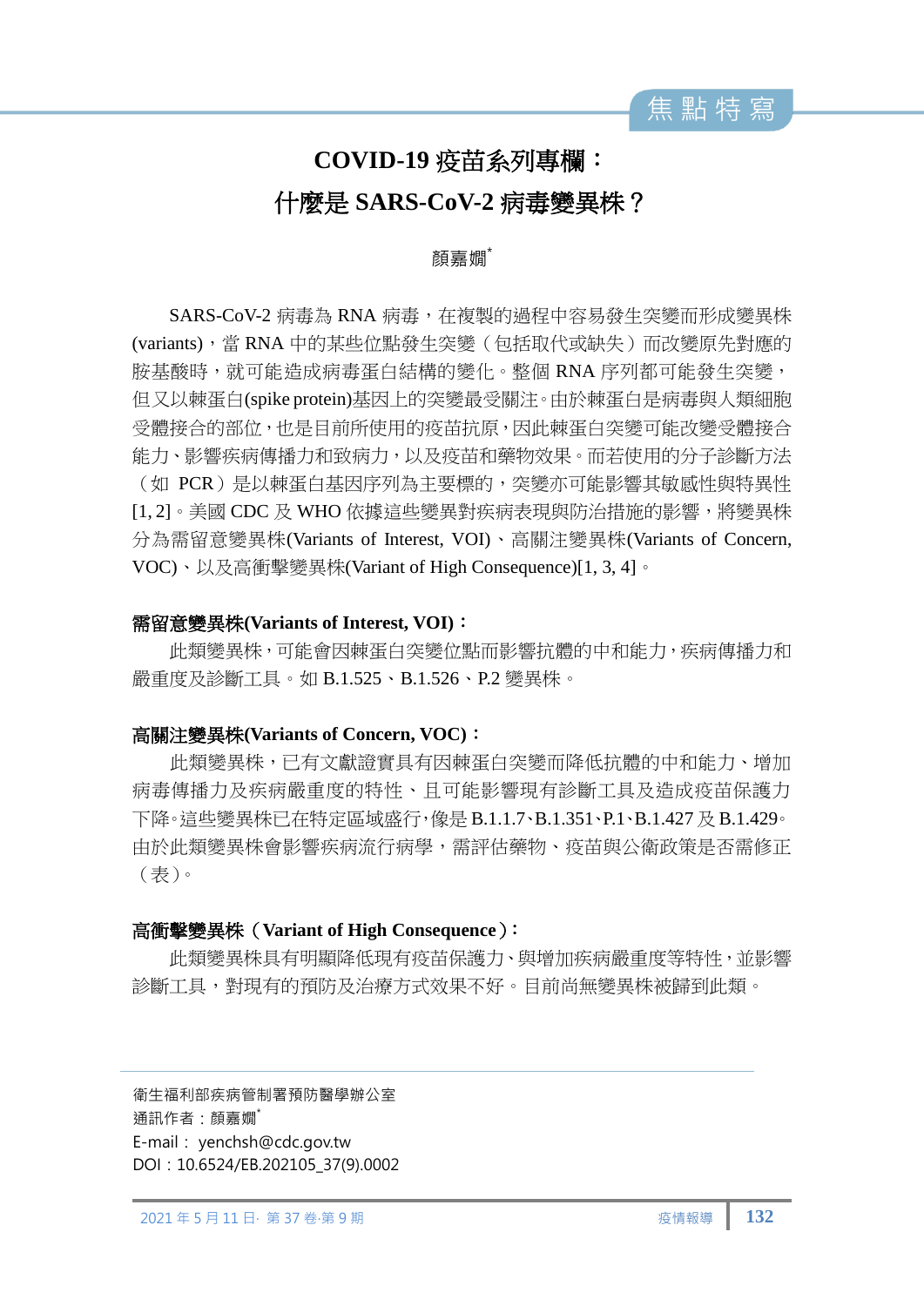# COVID-19 疫苗系列專欄：什麼是 SARS-CoV-2 病毒變異株？

顏嘉婣*

SARS-CoV-2 病毒為 RNA 病毒，在複製的過程中容易發生突變而形成變異株 (variants)，當 RNA 中的某些位點發生突變（包括取代或缺失）而改變原先對應的胺基酸時，就可能造成病毒蛋白結構的變化。整個 RNA 序列都可能發生突變，但又以棘蛋白(spike protein)基因上的突變最受關注。由於棘蛋白是病毒與人類細胞受體接合的部位，也是目前所使用的疫苗抗原，因此棘蛋白突變可能改變受體接合能力、影響疾病傳播力和致病力，以及疫苗和藥物效果。而若使用的分子診斷方法（如 PCR）是以棘蛋白基因序列為主要標的，突變亦可能影響其敏感性與特異性 [1, 2]。美國 CDC 及 WHO 依據這些變異對疾病表現與防治措施的影響，將變異株分為需留意變異株(Variants of Interest, VOI)、高關注變異株(Variants of Concern, VOC)、以及高衝擊變異株(Variant of High Consequence)[1, 3, 4]。

**需留意變異株(Variants of Interest, VOI)：**

此類變異株，可能會因棘蛋白突變位點而影響抗體的中和能力，疾病傳播力和嚴重度及診斷工具。如 B.1.525、B.1.526、P.2 變異株。

**高關注變異株(Variants of Concern, VOC)：**

此類變異株，已有文獻證實具有因棘蛋白突變而降低抗體的中和能力、增加病毒傳播力及疾病嚴重度的特性、且可能影響現有診斷工具及造成疫苗保護力下降。這些變異株已在特定區域盛行，像是 B.1.1.7、B.1.351、P.1、B.1.427 及 B.1.429。由於此類變異株會影響疾病流行病學，需評估藥物、疫苗與公衛政策是否需修正（表）。

**高衝擊變異株（Variant of High Consequence）：**

此類變異株具有明顯降低現有疫苗保護力、與增加疾病嚴重度等特性，並影響診斷工具，對現有的預防及治療方式效果不好。目前尚無變異株被歸到此類。

---

衛生福利部疾病管制署預防醫學辦公室
通訊作者：顏嘉婣*
E-mail： yenchsh@cdc.gov.tw
DOI：10.6524/EB.202105_37(9).0002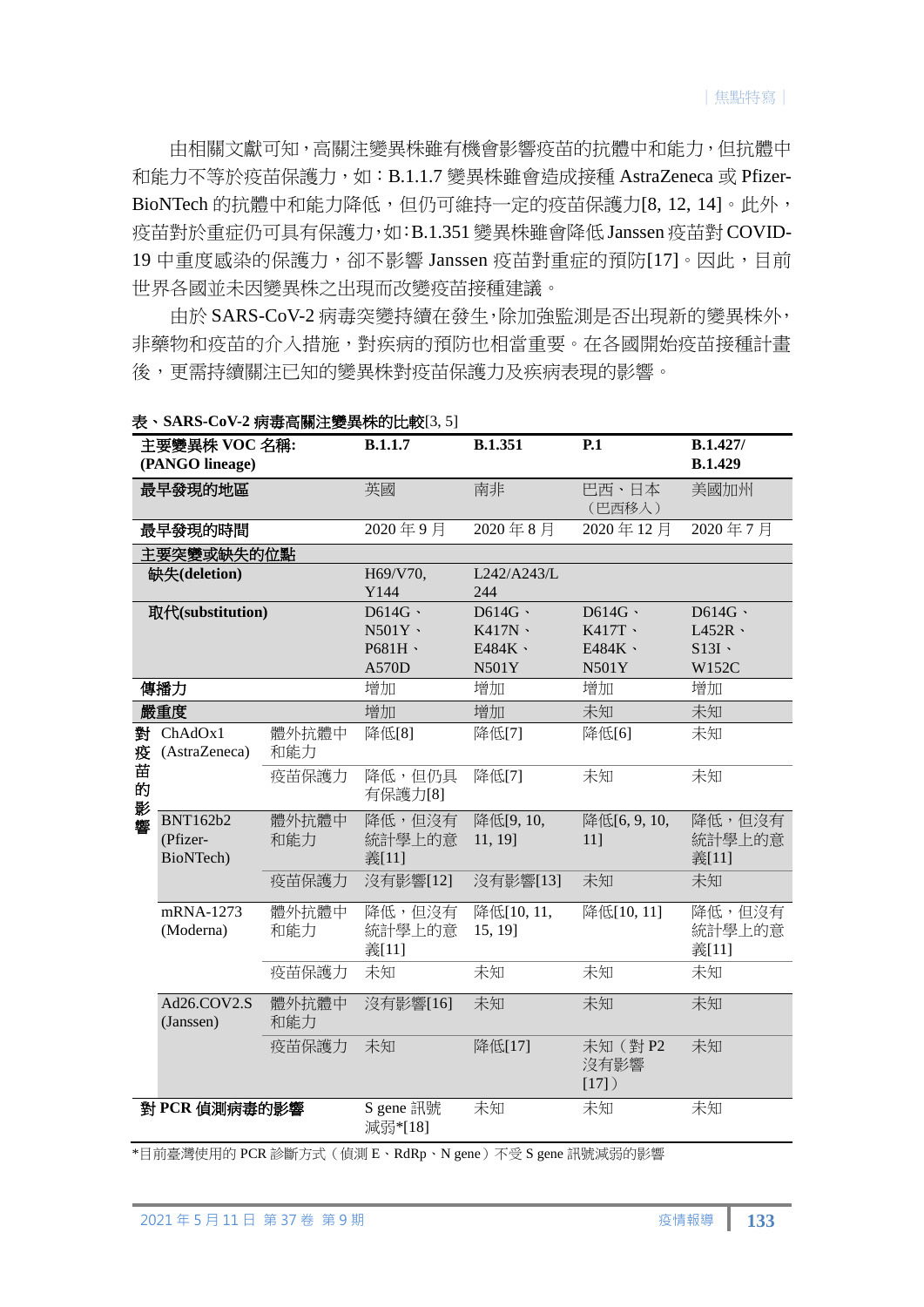由相關文獻可知，高關注變異株雖有機會影響疫苗的抗體中和能力，但抗體中和能力不等於疫苗保護力，如：B.1.1.7 變異株雖會造成接種 AstraZeneca 或 Pfizer-BioNTech 的抗體中和能力降低，但仍可維持一定的疫苗保護力[8, 12, 14]。此外，疫苗對於重症仍可具有保護力，如：B.1.351 變異株雖會降低 Janssen 疫苗對 COVID-19 中重度感染的保護力，卻不影響 Janssen 疫苗對重症的預防[17]。因此，目前世界各國並未因變異株之出現而改變疫苗接種建議。

由於 SARS-CoV-2 病毒突變持續在發生，除加強監測是否出現新的變異株外，非藥物和疫苗的介入措施，對疾病的預防也相當重要。在各國開始疫苗接種計畫後，更需持續關注已知的變異株對疫苗保護力及疾病表現的影響。

**表、SARS-CoV-2 病毒高關注變異株的比較**[3, 5]

| **主要變異株 VOC 名稱: (PANGO lineage)** | | | **B.1.1.7** | **B.1.351** | **P.1** | **B.1.427/ B.1.429** |
|---|---|---|---|---|---|---|
| **最早發現的地區** | | | 英國 | 南非 | 巴西、日本（巴西移入） | 美國加州 |
| **最早發現的時間** | | | 2020 年 9 月 | 2020 年 8 月 | 2020 年 12 月 | 2020 年 7 月 |
| **主要突變或缺失的位點** | | | | | | |
| **缺失(deletion)** | | | H69/V70, Y144 | L242/A243/L 244 | | |
| **取代(substitution)** | | | D614G、N501Y、P681H、A570D | D614G、K417N、E484K、N501Y | D614G、K417T、E484K、N501Y | D614G、L452R、S13I、W152C |
| **傳播力** | | | 增加 | 增加 | 增加 | 增加 |
| **嚴重度** | | | 增加 | 增加 | 未知 | 未知 |
| **對疫苗的影響** | ChAdOx1 (AstraZeneca) | 體外抗體中和能力 | 降低[8] | 降低[7] | 降低[6] | 未知 |
| | | 疫苗保護力 | 降低，但仍具有保護力[8] | 降低[7] | 未知 | 未知 |
| | BNT162b2 (Pfizer-BioNTech) | 體外抗體中和能力 | 降低，但沒有統計學上的意義[11] | 降低[9, 10, 11, 19] | 降低[6, 9, 10, 11] | 降低，但沒有統計學上的意義[11] |
| | | 疫苗保護力 | 沒有影響[12] | 沒有影響[13] | 未知 | 未知 |
| | mRNA-1273 (Moderna) | 體外抗體中和能力 | 降低，但沒有統計學上的意義[11] | 降低[10, 11, 15, 19] | 降低[10, 11] | 降低，但沒有統計學上的意義[11] |
| | | 疫苗保護力 | 未知 | 未知 | 未知 | 未知 |
| | Ad26.COV2.S (Janssen) | 體外抗體中和能力 | 沒有影響[16] | 未知 | 未知 | 未知 |
| | | 疫苗保護力 | 未知 | 降低[17] | 未知（對 P2 沒有影響[17]） | 未知 |
| **對 PCR 偵測病毒的影響** | | | S gene 訊號減弱*[18] | 未知 | 未知 | 未知 |

*目前臺灣使用的 PCR 診斷方式（偵測 E、RdRp、N gene）不受 S gene 訊號減弱的影響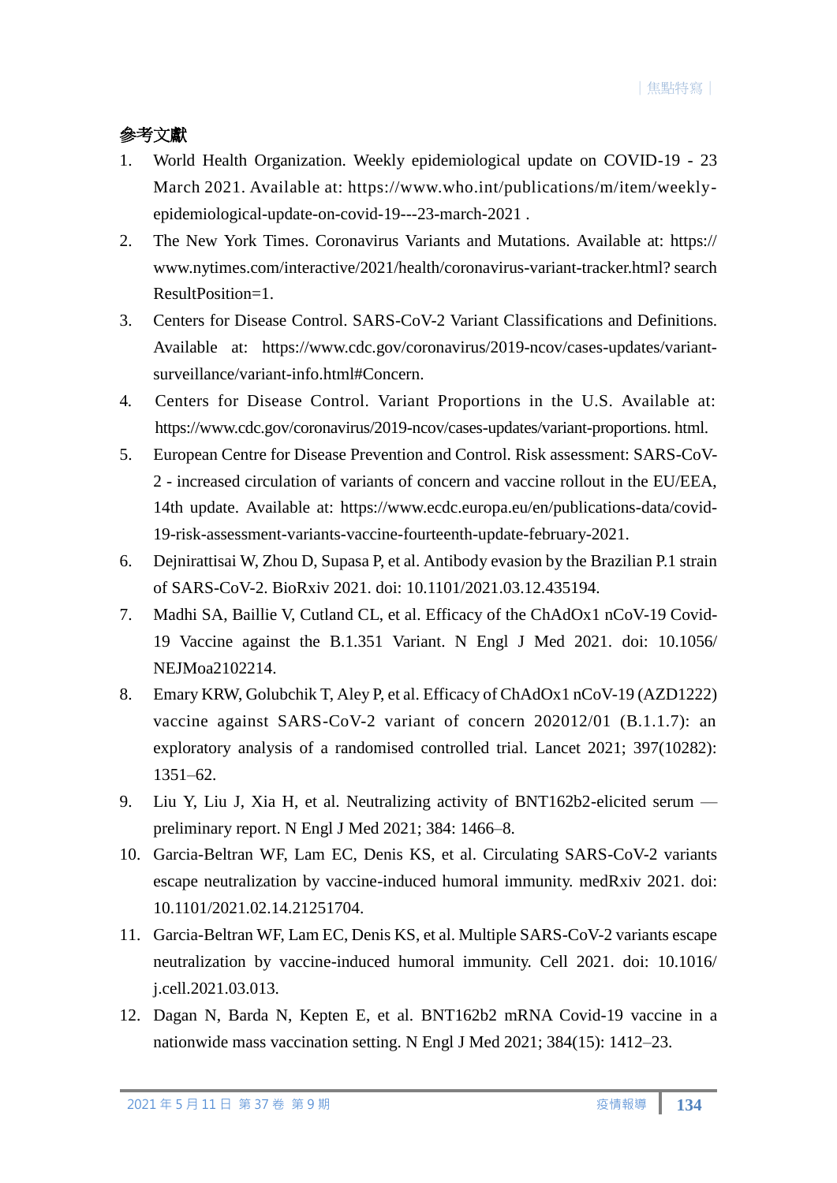## 參考文獻

1. World Health Organization. Weekly epidemiological update on COVID-19 - 23 March 2021. Available at: https://www.who.int/publications/m/item/weekly-epidemiological-update-on-covid-19---23-march-2021 .
2. The New York Times. Coronavirus Variants and Mutations. Available at: https://www.nytimes.com/interactive/2021/health/coronavirus-variant-tracker.html? search ResultPosition=1.
3. Centers for Disease Control. SARS-CoV-2 Variant Classifications and Definitions. Available at: https://www.cdc.gov/coronavirus/2019-ncov/cases-updates/variant-surveillance/variant-info.html#Concern.
4. Centers for Disease Control. Variant Proportions in the U.S. Available at: https://www.cdc.gov/coronavirus/2019-ncov/cases-updates/variant-proportions. html.
5. European Centre for Disease Prevention and Control. Risk assessment: SARS-CoV-2 - increased circulation of variants of concern and vaccine rollout in the EU/EEA, 14th update. Available at: https://www.ecdc.europa.eu/en/publications-data/covid-19-risk-assessment-variants-vaccine-fourteenth-update-february-2021.
6. Dejnirattisai W, Zhou D, Supasa P, et al. Antibody evasion by the Brazilian P.1 strain of SARS-CoV-2. BioRxiv 2021. doi: 10.1101/2021.03.12.435194.
7. Madhi SA, Baillie V, Cutland CL, et al. Efficacy of the ChAdOx1 nCoV-19 Covid-19 Vaccine against the B.1.351 Variant. N Engl J Med 2021. doi: 10.1056/NEJMoa2102214.
8. Emary KRW, Golubchik T, Aley P, et al. Efficacy of ChAdOx1 nCoV-19 (AZD1222) vaccine against SARS-CoV-2 variant of concern 202012/01 (B.1.1.7): an exploratory analysis of a randomised controlled trial. Lancet 2021; 397(10282): 1351–62.
9. Liu Y, Liu J, Xia H, et al. Neutralizing activity of BNT162b2-elicited serum — preliminary report. N Engl J Med 2021; 384: 1466–8.
10. Garcia-Beltran WF, Lam EC, Denis KS, et al. Circulating SARS-CoV-2 variants escape neutralization by vaccine-induced humoral immunity. medRxiv 2021. doi: 10.1101/2021.02.14.21251704.
11. Garcia-Beltran WF, Lam EC, Denis KS, et al. Multiple SARS-CoV-2 variants escape neutralization by vaccine-induced humoral immunity. Cell 2021. doi: 10.1016/j.cell.2021.03.013.
12. Dagan N, Barda N, Kepten E, et al. BNT162b2 mRNA Covid-19 vaccine in a nationwide mass vaccination setting. N Engl J Med 2021; 384(15): 1412–23.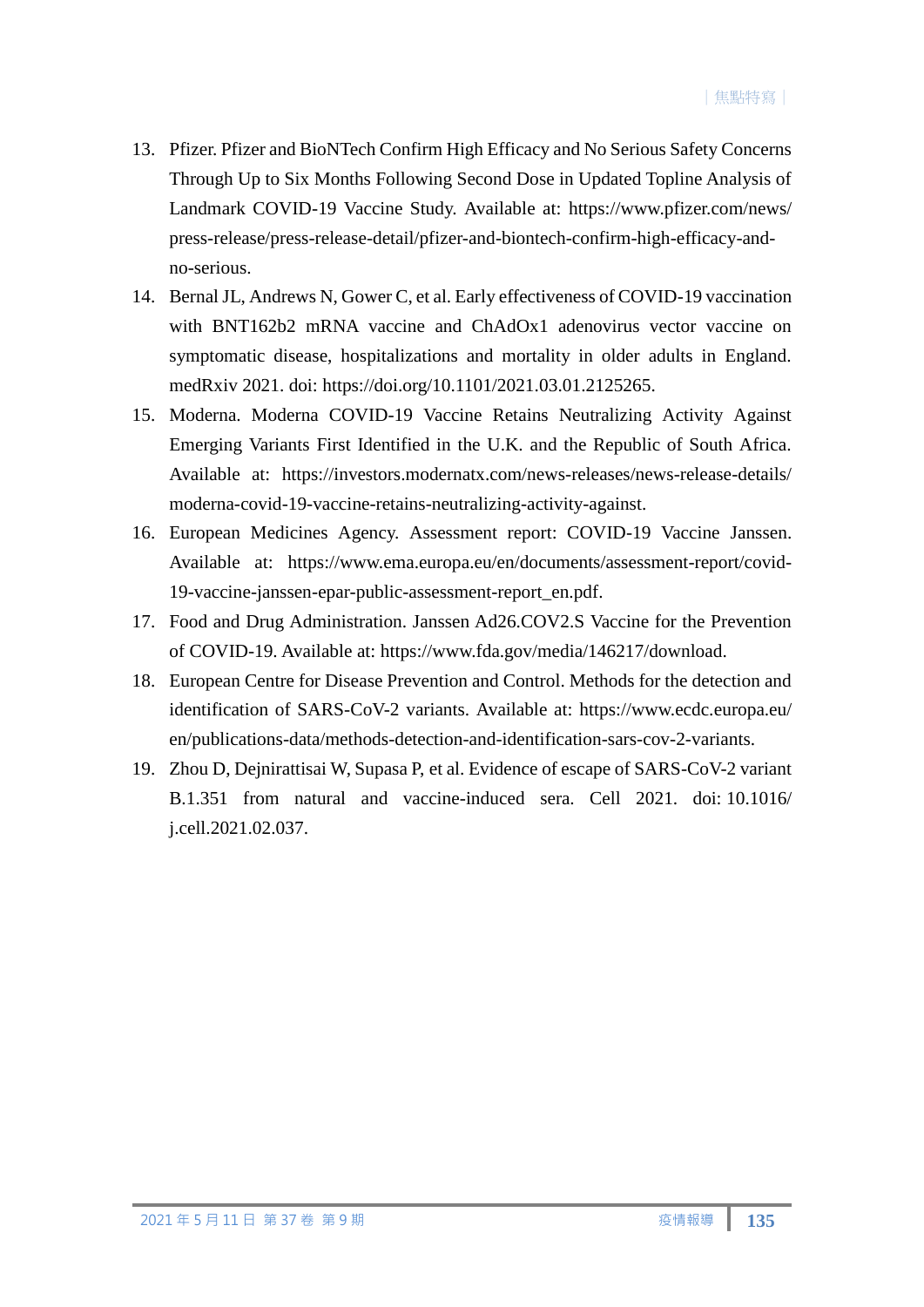13. Pfizer. Pfizer and BioNTech Confirm High Efficacy and No Serious Safety Concerns Through Up to Six Months Following Second Dose in Updated Topline Analysis of Landmark COVID-19 Vaccine Study. Available at: https://www.pfizer.com/news/press-release/press-release-detail/pfizer-and-biontech-confirm-high-efficacy-and-no-serious.
14. Bernal JL, Andrews N, Gower C, et al. Early effectiveness of COVID-19 vaccination with BNT162b2 mRNA vaccine and ChAdOx1 adenovirus vector vaccine on symptomatic disease, hospitalizations and mortality in older adults in England. medRxiv 2021. doi: https://doi.org/10.1101/2021.03.01.2125265.
15. Moderna. Moderna COVID-19 Vaccine Retains Neutralizing Activity Against Emerging Variants First Identified in the U.K. and the Republic of South Africa. Available at: https://investors.modernatx.com/news-releases/news-release-details/moderna-covid-19-vaccine-retains-neutralizing-activity-against.
16. European Medicines Agency. Assessment report: COVID-19 Vaccine Janssen. Available at: https://www.ema.europa.eu/en/documents/assessment-report/covid-19-vaccine-janssen-epar-public-assessment-report_en.pdf.
17. Food and Drug Administration. Janssen Ad26.COV2.S Vaccine for the Prevention of COVID-19. Available at: https://www.fda.gov/media/146217/download.
18. European Centre for Disease Prevention and Control. Methods for the detection and identification of SARS-CoV-2 variants. Available at: https://www.ecdc.europa.eu/en/publications-data/methods-detection-and-identification-sars-cov-2-variants.
19. Zhou D, Dejnirattisai W, Supasa P, et al. Evidence of escape of SARS-CoV-2 variant B.1.351 from natural and vaccine-induced sera. Cell 2021. doi: 10.1016/j.cell.2021.02.037.